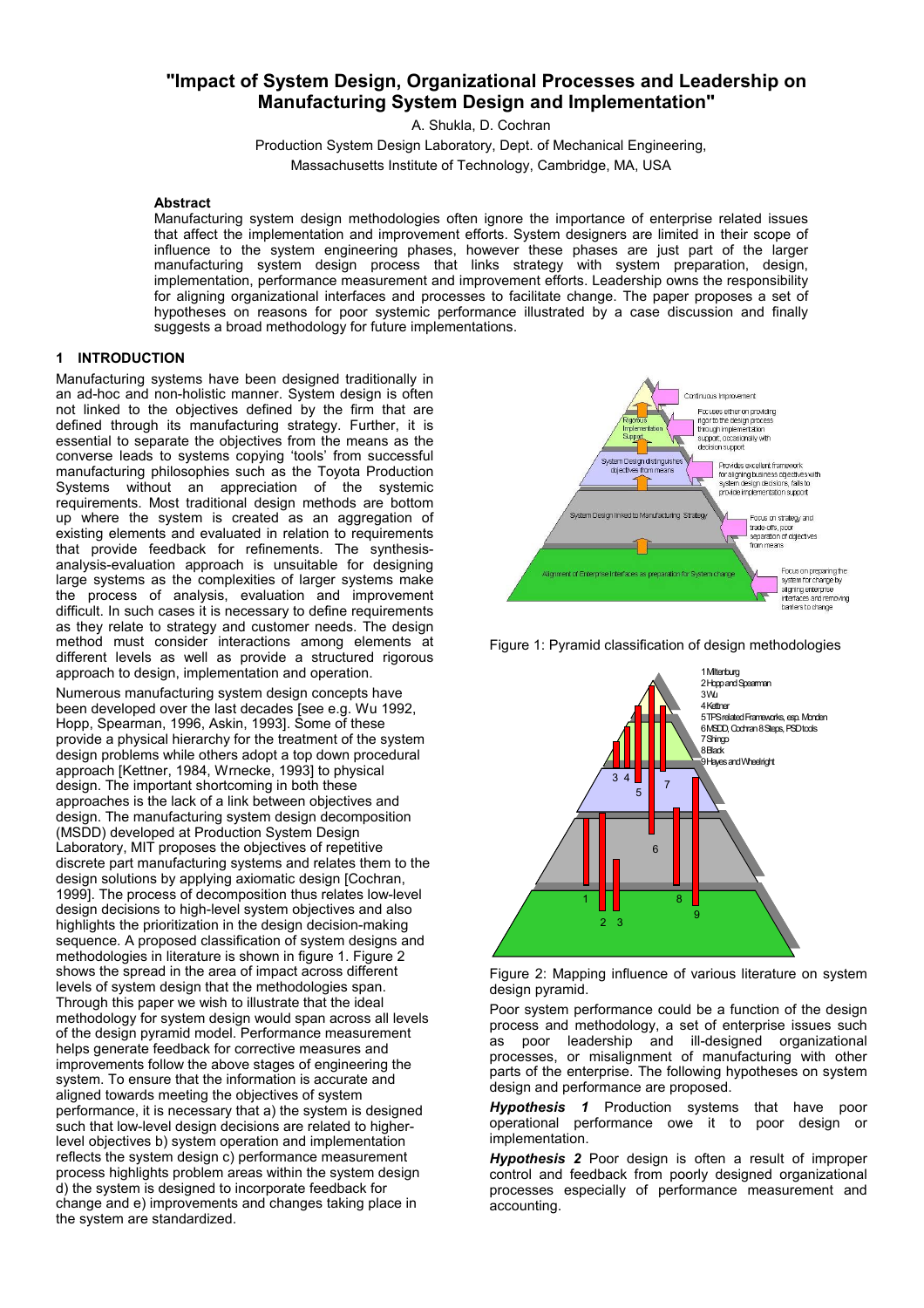# "Impact of System Design, Organizational Processes and Leadership on Manufacturing System Design and Implementation"

A. Shukla, D. Cochran

Production System Design Laboratory, Dept. of Mechanical Engineering,
Massachusetts Institute of Technology, Cambridge, MA, USA

### Abstract

Manufacturing system design methodologies often ignore the importance of enterprise related issues that affect the implementation and improvement efforts. System designers are limited in their scope of influence to the system engineering phases, however these phases are just part of the larger manufacturing system design process that links strategy with system preparation, design, implementation, performance measurement and improvement efforts. Leadership owns the responsibility for aligning organizational interfaces and processes to facilitate change. The paper proposes a set of hypotheses on reasons for poor systemic performance illustrated by a case discussion and finally suggests a broad methodology for future implementations.

## 1 INTRODUCTION

Manufacturing systems have been designed traditionally in an ad-hoc and non-holistic manner. System design is often not linked to the objectives defined by the firm that are defined through its manufacturing strategy. Further, it is essential to separate the objectives from the means as the converse leads to systems copying 'tools' from successful manufacturing philosophies such as the Toyota Production Systems without an appreciation of the systemic requirements. Most traditional design methods are bottom up where the system is created as an aggregation of existing elements and evaluated in relation to requirements that provide feedback for refinements. The synthesis-analysis-evaluation approach is unsuitable for designing large systems as the complexities of larger systems make the process of analysis, evaluation and improvement difficult. In such cases it is necessary to define requirements as they relate to strategy and customer needs. The design method must consider interactions among elements at different levels as well as provide a structured rigorous approach to design, implementation and operation.

Numerous manufacturing system design concepts have been developed over the last decades [see e.g. Wu 1992, Hopp, Spearman, 1996, Askin, 1993]. Some of these provide a physical hierarchy for the treatment of the system design problems while others adopt a top down procedural approach [Kettner, 1984, Wrnecke, 1993] to physical design. The important shortcoming in both these approaches is the lack of a link between objectives and design. The manufacturing system design decomposition (MSDD) developed at Production System Design Laboratory, MIT proposes the objectives of repetitive discrete part manufacturing systems and relates them to the design solutions by applying axiomatic design [Cochran, 1999]. The process of decomposition thus relates low-level design decisions to high-level system objectives and also highlights the prioritization in the design decision-making sequence. A proposed classification of system designs and methodologies in literature is shown in figure 1. Figure 2 shows the spread in the area of impact across different levels of system design that the methodologies span. Through this paper we wish to illustrate that the ideal methodology for system design would span across all levels of the design pyramid model. Performance measurement helps generate feedback for corrective measures and improvements follow the above stages of engineering the system. To ensure that the information is accurate and aligned towards meeting the objectives of system performance, it is necessary that a) the system is designed such that low-level design decisions are related to higher-level objectives b) system operation and implementation reflects the system design c) performance measurement process highlights problem areas within the system design d) the system is designed to incorporate feedback for change and e) improvements and changes taking place in the system are standardized.

Figure 1: Pyramid classification of design methodologies

Figure 2: Mapping influence of various literature on system design pyramid.

Poor system performance could be a function of the design process and methodology, a set of enterprise issues such as poor leadership and ill-designed organizational processes, or misalignment of manufacturing with other parts of the enterprise. The following hypotheses on system design and performance are proposed.

***Hypothesis 1*** Production systems that have poor operational performance owe it to poor design or implementation.

***Hypothesis 2*** Poor design is often a result of improper control and feedback from poorly designed organizational processes especially of performance measurement and accounting.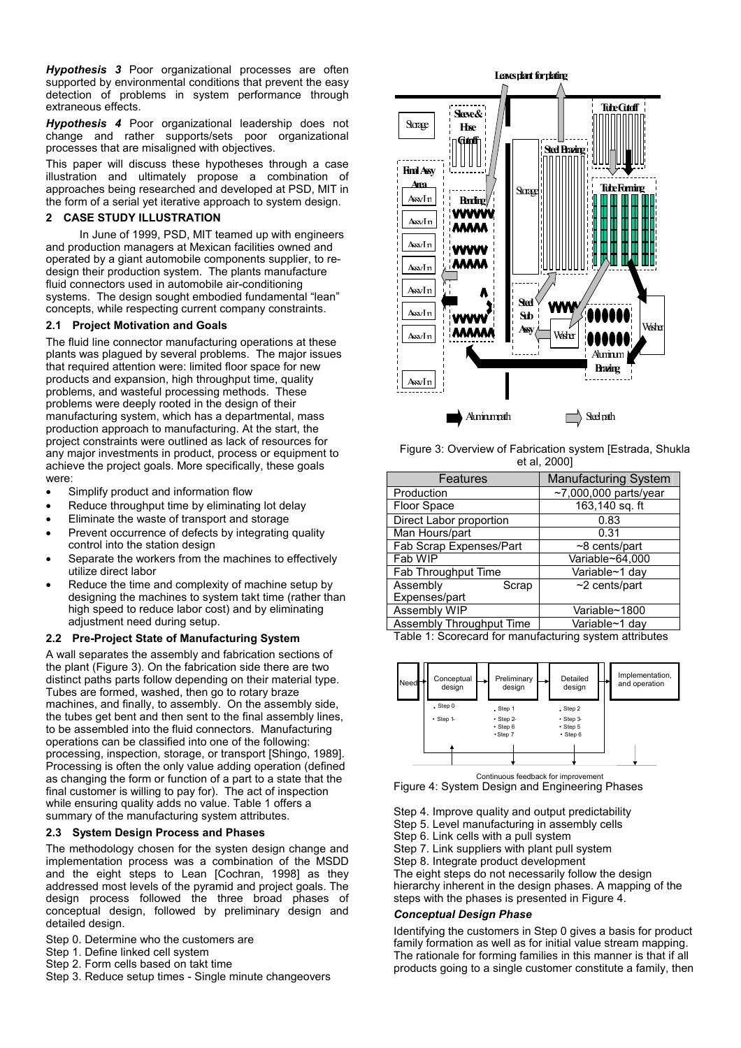***Hypothesis 3*** Poor organizational processes are often supported by environmental conditions that prevent the easy detection of problems in system performance through extraneous effects.

***Hypothesis 4*** Poor organizational leadership does not change and rather supports/sets poor organizational processes that are misaligned with objectives.

This paper will discuss these hypotheses through a case illustration and ultimately propose a combination of approaches being researched and developed at PSD, MIT in the form of a serial yet iterative approach to system design.

## 2 CASE STUDY ILLUSTRATION

In June of 1999, PSD, MIT teamed up with engineers and production managers at Mexican facilities owned and operated by a giant automobile components supplier, to re-design their production system. The plants manufacture fluid connectors used in automobile air-conditioning systems. The design sought embodied fundamental "lean" concepts, while respecting current company constraints.

### 2.1 Project Motivation and Goals

The fluid line connector manufacturing operations at these plants was plagued by several problems. The major issues that required attention were: limited floor space for new products and expansion, high throughput time, quality problems, and wasteful processing methods. These problems were deeply rooted in the design of their manufacturing system, which has a departmental, mass production approach to manufacturing. At the start, the project constraints were outlined as lack of resources for any major investments in product, process or equipment to achieve the project goals. More specifically, these goals were:

- Simplify product and information flow
- Reduce throughput time by eliminating lot delay
- Eliminate the waste of transport and storage
- Prevent occurrence of defects by integrating quality control into the station design
- Separate the workers from the machines to effectively utilize direct labor
- Reduce the time and complexity of machine setup by designing the machines to system takt time (rather than high speed to reduce labor cost) and by eliminating adjustment need during setup.

### 2.2 Pre-Project State of Manufacturing System

A wall separates the assembly and fabrication sections of the plant (Figure 3). On the fabrication side there are two distinct paths parts follow depending on their material type. Tubes are formed, washed, then go to rotary braze machines, and finally, to assembly. On the assembly side, the tubes get bent and then sent to the final assembly lines, to be assembled into the fluid connectors. Manufacturing operations can be classified into one of the following: processing, inspection, storage, or transport [Shingo, 1989]. Processing is often the only value adding operation (defined as changing the form or function of a part to a state that the final customer is willing to pay for). The act of inspection while ensuring quality adds no value. Table 1 offers a summary of the manufacturing system attributes.

### 2.3 System Design Process and Phases

The methodology chosen for the systen design change and implementation process was a combination of the MSDD and the eight steps to Lean [Cochran, 1998] as they addressed most levels of the pyramid and project goals. The design process followed the three broad phases of conceptual design, followed by preliminary design and detailed design.

Step 0. Determine who the customers are
Step 1. Define linked cell system
Step 2. Form cells based on takt time
Step 3. Reduce setup times - Single minute changeovers

Figure 3: Overview of Fabrication system [Estrada, Shukla et al, 2000]

| Features | Manufacturing System |
|---|---|
| Production | ~7,000,000 parts/year |
| Floor Space | 163,140 sq. ft |
| Direct Labor proportion | 0.83 |
| Man Hours/part | 0.31 |
| Fab Scrap Expenses/Part | ~8 cents/part |
| Fab WIP | Variable~64,000 |
| Fab Throughput Time | Variable~1 day |
| Assembly Scrap Expenses/part | ~2 cents/part |
| Assembly WIP | Variable~1800 |
| Assembly Throughput Time | Variable~1 day |

Table 1: Scorecard for manufacturing system attributes

Figure 4: System Design and Engineering Phases

Step 4. Improve quality and output predictability
Step 5. Level manufacturing in assembly cells
Step 6. Link cells with a pull system
Step 7. Link suppliers with plant pull system
Step 8. Integrate product development

The eight steps do not necessarily follow the design hierarchy inherent in the design phases. A mapping of the steps with the phases is presented in Figure 4.

#### *Conceptual Design Phase*

Identifying the customers in Step 0 gives a basis for product family formation as well as for initial value stream mapping. The rationale for forming families in this manner is that if all products going to a single customer constitute a family, then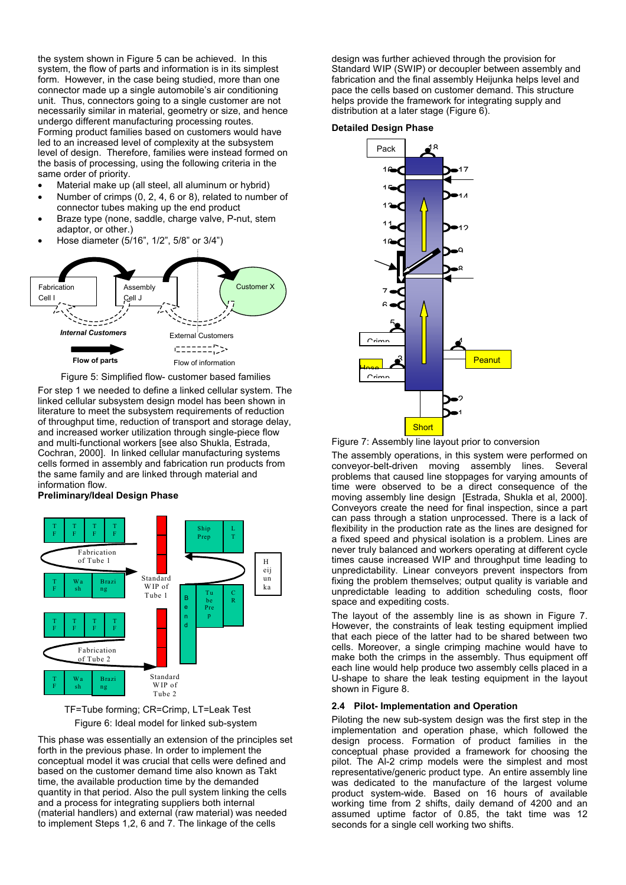the system shown in Figure 5 can be achieved. In this system, the flow of parts and information is in its simplest form. However, in the case being studied, more than one connector made up a single automobile's air conditioning unit. Thus, connectors going to a single customer are not necessarily similar in material, geometry or size, and hence undergo different manufacturing processing routes. Forming product families based on customers would have led to an increased level of complexity at the subsystem level of design. Therefore, families were instead formed on the basis of processing, using the following criteria in the same order of priority.

- Material make up (all steel, all aluminum or hybrid)
- Number of crimps (0, 2, 4, 6 or 8), related to number of connector tubes making up the end product
- Braze type (none, saddle, charge valve, P-nut, stem adaptor, or other.)
- Hose diameter (5/16", 1/2", 5/8" or 3/4")

Figure 5: Simplified flow- customer based families

For step 1 we needed to define a linked cellular system. The linked cellular subsystem design model has been shown in literature to meet the subsystem requirements of reduction of throughput time, reduction of transport and storage delay, and increased worker utilization through single-piece flow and multi-functional workers [see also Shukla, Estrada, Cochran, 2000]. In linked cellular manufacturing systems cells formed in assembly and fabrication run products from the same family and are linked through material and information flow.

**Preliminary/Ideal Design Phase**

TF=Tube forming; CR=Crimp, LT=Leak Test

Figure 6: Ideal model for linked sub-system

This phase was essentially an extension of the principles set forth in the previous phase. In order to implement the conceptual model it was crucial that cells were defined and based on the customer demand time also known as Takt time, the available production time by the demanded quantity in that period. Also the pull system linking the cells and a process for integrating suppliers both internal (material handlers) and external (raw material) was needed to implement Steps 1,2, 6 and 7. The linkage of the cells design was further achieved through the provision for Standard WIP (SWIP) or decoupler between assembly and fabrication and the final assembly Heijunka helps level and pace the cells based on customer demand. This structure helps provide the framework for integrating supply and distribution at a later stage (Figure 6).

**Detailed Design Phase**

Figure 7: Assembly line layout prior to conversion

The assembly operations, in this system were performed on conveyor-belt-driven moving assembly lines. Several problems that caused line stoppages for varying amounts of time were observed to be a direct consequence of the moving assembly line design [Estrada, Shukla et al, 2000]. Conveyors create the need for final inspection, since a part can pass through a station unprocessed. There is a lack of flexibility in the production rate as the lines are designed for a fixed speed and physical isolation is a problem. Lines are never truly balanced and workers operating at different cycle times cause increased WIP and throughput time leading to unpredictability. Linear conveyors prevent inspectors from fixing the problem themselves; output quality is variable and unpredictable leading to addition scheduling costs, floor space and expediting costs.

The layout of the assembly line is as shown in Figure 7. However, the constraints of leak testing equipment implied that each piece of the latter had to be shared between two cells. Moreover, a single crimping machine would have to make both the crimps in the assembly. Thus equipment off each line would help produce two assembly cells placed in a U-shape to share the leak testing equipment in the layout shown in Figure 8.

## 2.4 Pilot- Implementation and Operation

Piloting the new sub-system design was the first step in the implementation and operation phase, which followed the design process. Formation of product families in the conceptual phase provided a framework for choosing the pilot. The Al-2 crimp models were the simplest and most representative/generic product type. An entire assembly line was dedicated to the manufacture of the largest volume product system-wide. Based on 16 hours of available working time from 2 shifts, daily demand of 4200 and an assumed uptime factor of 0.85, the takt time was 12 seconds for a single cell working two shifts.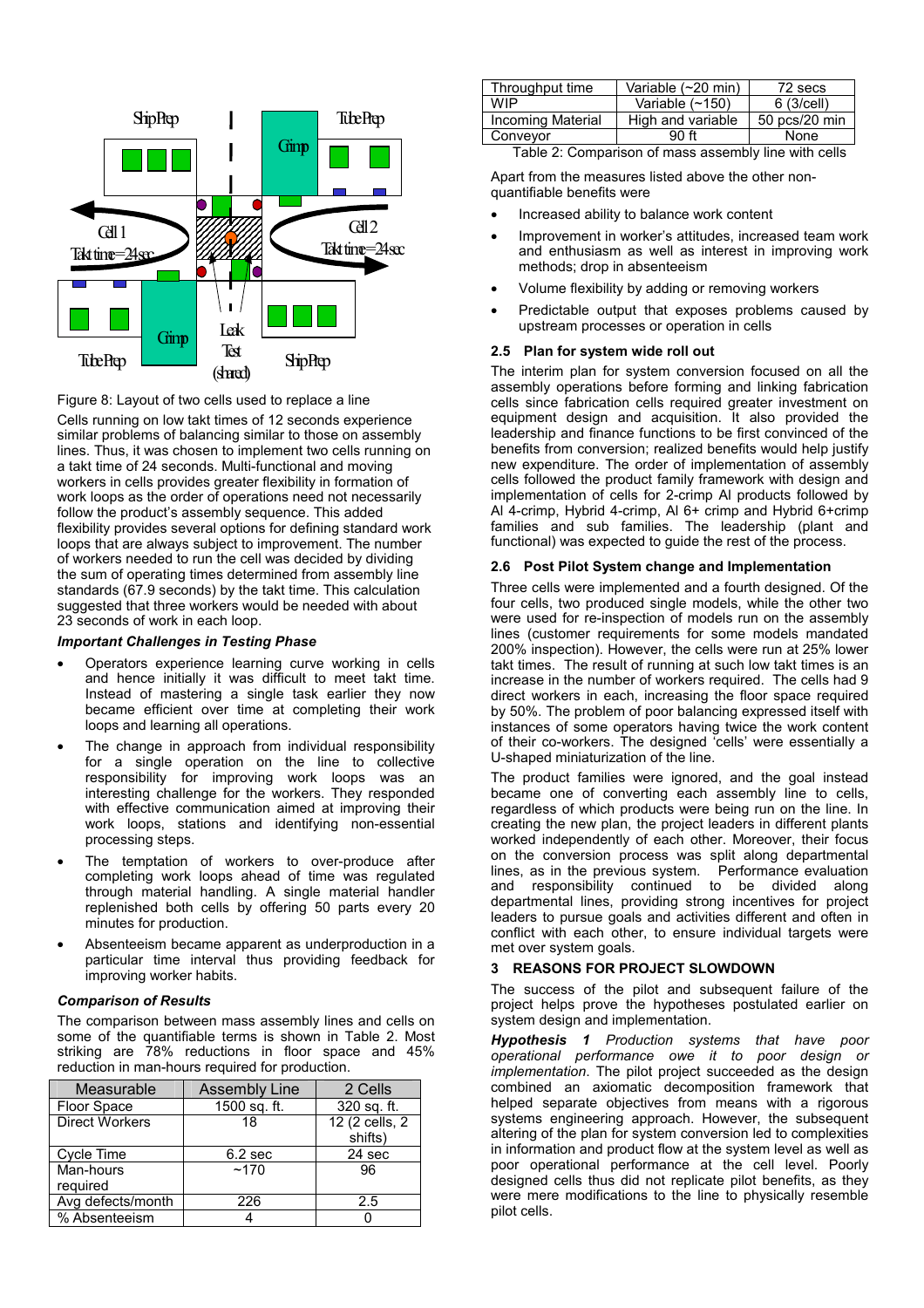Figure 8: Layout of two cells used to replace a line

Cells running on low takt times of 12 seconds experience similar problems of balancing similar to those on assembly lines. Thus, it was chosen to implement two cells running on a takt time of 24 seconds. Multi-functional and moving workers in cells provides greater flexibility in formation of work loops as the order of operations need not necessarily follow the product's assembly sequence. This added flexibility provides several options for defining standard work loops that are always subject to improvement. The number of workers needed to run the cell was decided by dividing the sum of operating times determined from assembly line standards (67.9 seconds) by the takt time. This calculation suggested that three workers would be needed with about 23 seconds of work in each loop.

***Important Challenges in Testing Phase***

- Operators experience learning curve working in cells and hence initially it was difficult to meet takt time. Instead of mastering a single task earlier they now became efficient over time at completing their work loops and learning all operations.
- The change in approach from individual responsibility for a single operation on the line to collective responsibility for improving work loops was an interesting challenge for the workers. They responded with effective communication aimed at improving their work loops, stations and identifying non-essential processing steps.
- The temptation of workers to over-produce after completing work loops ahead of time was regulated through material handling. A single material handler replenished both cells by offering 50 parts every 20 minutes for production.
- Absenteeism became apparent as underproduction in a particular time interval thus providing feedback for improving worker habits.

***Comparison of Results***

The comparison between mass assembly lines and cells on some of the quantifiable terms is shown in Table 2. Most striking are 78% reductions in floor space and 45% reduction in man-hours required for production.

| Measurable | Assembly Line | 2 Cells |
|---|---|---|
| Floor Space | 1500 sq. ft. | 320 sq. ft. |
| Direct Workers | 18 | 12 (2 cells, 2 shifts) |
| Cycle Time | 6.2 sec | 24 sec |
| Man-hours required | ~170 | 96 |
| Avg defects/month | 226 | 2.5 |
| % Absenteeism | 4 | 0 |
| Throughput time | Variable (~20 min) | 72 secs |
| WIP | Variable (~150) | 6 (3/cell) |
| Incoming Material | High and variable | 50 pcs/20 min |
| Conveyor | 90 ft | None |

Table 2: Comparison of mass assembly line with cells

Apart from the measures listed above the other non-quantifiable benefits were

- Increased ability to balance work content
- Improvement in worker's attitudes, increased team work and enthusiasm as well as interest in improving work methods; drop in absenteeism
- Volume flexibility by adding or removing workers
- Predictable output that exposes problems caused by upstream processes or operation in cells

### 2.5 Plan for system wide roll out

The interim plan for system conversion focused on all the assembly operations before forming and linking fabrication cells since fabrication cells required greater investment on equipment design and acquisition. It also provided the leadership and finance functions to be first convinced of the benefits from conversion; realized benefits would help justify new expenditure. The order of implementation of assembly cells followed the product family framework with design and implementation of cells for 2-crimp Al products followed by Al 4-crimp, Hybrid 4-crimp, Al 6+ crimp and Hybrid 6+crimp families and sub families. The leadership (plant and functional) was expected to guide the rest of the process.

### 2.6 Post Pilot System change and Implementation

Three cells were implemented and a fourth designed. Of the four cells, two produced single models, while the other two were used for re-inspection of models run on the assembly lines (customer requirements for some models mandated 200% inspection). However, the cells were run at 25% lower takt times. The result of running at such low takt times is an increase in the number of workers required. The cells had 9 direct workers in each, increasing the floor space required by 50%. The problem of poor balancing expressed itself with instances of some operators having twice the work content of their co-workers. The designed 'cells' were essentially a U-shaped miniaturization of the line.

The product families were ignored, and the goal instead became one of converting each assembly line to cells, regardless of which products were being run on the line. In creating the new plan, the project leaders in different plants worked independently of each other. Moreover, their focus on the conversion process was split along departmental lines, as in the previous system. Performance evaluation and responsibility continued to be divided along departmental lines, providing strong incentives for project leaders to pursue goals and activities different and often in conflict with each other, to ensure individual targets were met over system goals.

## 3 REASONS FOR PROJECT SLOWDOWN

The success of the pilot and subsequent failure of the project helps prove the hypotheses postulated earlier on system design and implementation.

***Hypothesis 1*** *Production systems that have poor operational performance owe it to poor design or implementation*. The pilot project succeeded as the design combined an axiomatic decomposition framework that helped separate objectives from means with a rigorous systems engineering approach. However, the subsequent altering of the plan for system conversion led to complexities in information and product flow at the system level as well as poor operational performance at the cell level. Poorly designed cells thus did not replicate pilot benefits, as they were mere modifications to the line to physically resemble pilot cells.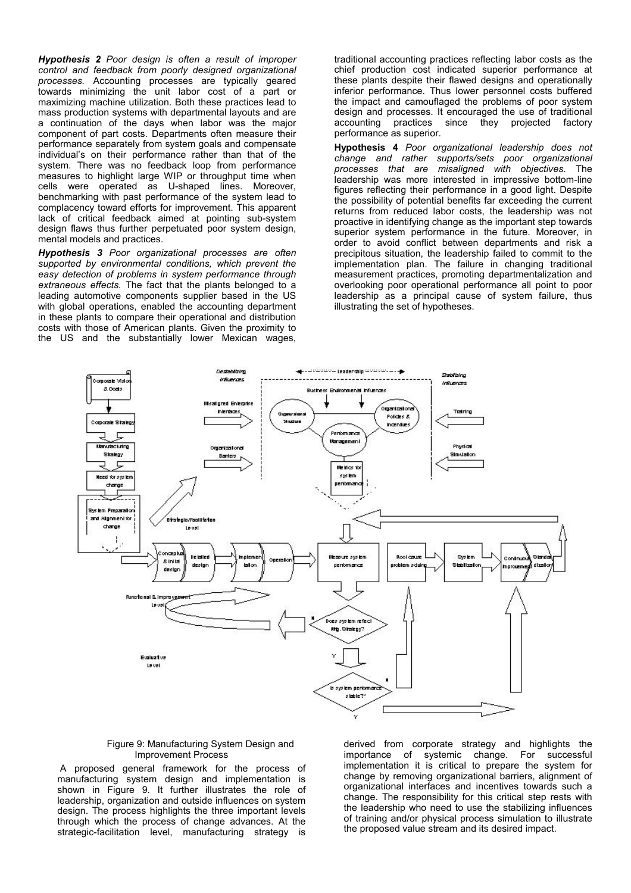***Hypothesis 2*** *Poor design is often a result of improper control and feedback from poorly designed organizational processes.* Accounting processes are typically geared towards minimizing the unit labor cost of a part or maximizing machine utilization. Both these practices lead to mass production systems with departmental layouts and are a continuation of the days when labor was the major component of part costs. Departments often measure their performance separately from system goals and compensate individual's on their performance rather than that of the system. There was no feedback loop from performance measures to highlight large WIP or throughput time when cells were operated as U-shaped lines. Moreover, benchmarking with past performance of the system lead to complacency toward efforts for improvement. This apparent lack of critical feedback aimed at pointing sub-system design flaws thus further perpetuated poor system design, mental models and practices.

***Hypothesis 3*** *Poor organizational processes are often supported by environmental conditions, which prevent the easy detection of problems in system performance through extraneous effects.* The fact that the plants belonged to a leading automotive components supplier based in the US with global operations, enabled the accounting department in these plants to compare their operational and distribution costs with those of American plants. Given the proximity to the US and the substantially lower Mexican wages, traditional accounting practices reflecting labor costs as the chief production cost indicated superior performance at these plants despite their flawed designs and operationally inferior performance. Thus lower personnel costs buffered the impact and camouflaged the problems of poor system design and processes. It encouraged the use of traditional accounting practices since they projected factory performance as superior.

**Hypothesis 4** *Poor organizational leadership does not change and rather supports/sets poor organizational processes that are misaligned with objectives.* The leadership was more interested in impressive bottom-line figures reflecting their performance in a good light. Despite the possibility of potential benefits far exceeding the current returns from reduced labor costs, the leadership was not proactive in identifying change as the important step towards superior system performance in the future. Moreover, in order to avoid conflict between departments and risk a precipitous situation, the leadership failed to commit to the implementation plan. The failure in changing traditional measurement practices, promoting departmentalization and overlooking poor operational performance all point to poor leadership as a principal cause of system failure, thus illustrating the set of hypotheses.

Figure 9: Manufacturing System Design and Improvement Process

A proposed general framework for the process of manufacturing system design and implementation is shown in Figure 9. It further illustrates the role of leadership, organization and outside influences on system design. The process highlights the three important levels through which the process of change advances. At the strategic-facilitation level, manufacturing strategy is derived from corporate strategy and highlights the importance of systemic change. For successful implementation it is critical to prepare the system for change by removing organizational barriers, alignment of organizational interfaces and incentives towards such a change. The responsibility for this critical step rests with the leadership who need to use the stabilizing influences of training and/or physical process simulation to illustrate the proposed value stream and its desired impact.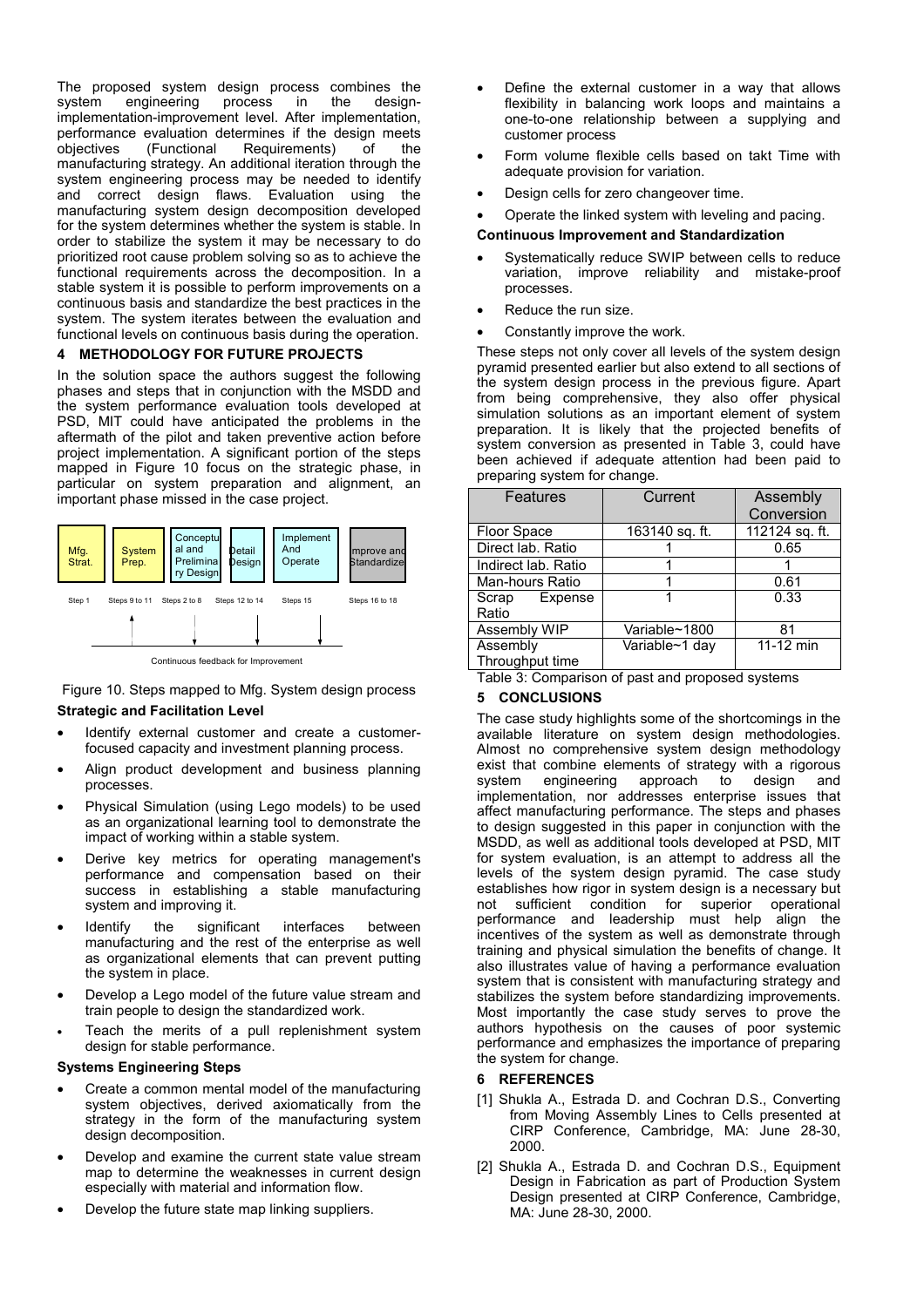The proposed system design process combines the system engineering process in the design-implementation-improvement level. After implementation, performance evaluation determines if the design meets objectives (Functional Requirements) of the manufacturing strategy. An additional iteration through the system engineering process may be needed to identify and correct design flaws. Evaluation using the manufacturing system design decomposition developed for the system determines whether the system is stable. In order to stabilize the system it may be necessary to do prioritized root cause problem solving so as to achieve the functional requirements across the decomposition. In a stable system it is possible to perform improvements on a continuous basis and standardize the best practices in the system. The system iterates between the evaluation and functional levels on continuous basis during the operation.

## 4 METHODOLOGY FOR FUTURE PROJECTS

In the solution space the authors suggest the following phases and steps that in conjunction with the MSDD and the system performance evaluation tools developed at PSD, MIT could have anticipated the problems in the aftermath of the pilot and taken preventive action before project implementation. A significant portion of the steps mapped in Figure 10 focus on the strategic phase, in particular on system preparation and alignment, an important phase missed in the case project.

Mfg. Strat. | System Prep. | Conceptual and Preliminary Design | Detail Design | Implement And Operate | Improve and Standardize

Step 1 | Steps 9 to 11 | Steps 2 to 8 | Steps 12 to 14 | Steps 15 | Steps 16 to 18

Continuous feedback for Improvement

Figure 10. Steps mapped to Mfg. System design process

### Strategic and Facilitation Level

- Identify external customer and create a customer-focused capacity and investment planning process.
- Align product development and business planning processes.
- Physical Simulation (using Lego models) to be used as an organizational learning tool to demonstrate the impact of working within a stable system.
- Derive key metrics for operating management's performance and compensation based on their success in establishing a stable manufacturing system and improving it.
- Identify the significant interfaces between manufacturing and the rest of the enterprise as well as organizational elements that can prevent putting the system in place.
- Develop a Lego model of the future value stream and train people to design the standardized work.
- Teach the merits of a pull replenishment system design for stable performance.

### Systems Engineering Steps

- Create a common mental model of the manufacturing system objectives, derived axiomatically from the strategy in the form of the manufacturing system design decomposition.
- Develop and examine the current state value stream map to determine the weaknesses in current design especially with material and information flow.
- Develop the future state map linking suppliers.
- Define the external customer in a way that allows flexibility in balancing work loops and maintains a one-to-one relationship between a supplying and customer process
- Form volume flexible cells based on takt Time with adequate provision for variation.
- Design cells for zero changeover time.
- Operate the linked system with leveling and pacing.

### Continuous Improvement and Standardization

- Systematically reduce SWIP between cells to reduce variation, improve reliability and mistake-proof processes.
- Reduce the run size.
- Constantly improve the work.

These steps not only cover all levels of the system design pyramid presented earlier but also extend to all sections of the system design process in the previous figure. Apart from being comprehensive, they also offer physical simulation solutions as an important element of system preparation. It is likely that the projected benefits of system conversion as presented in Table 3, could have been achieved if adequate attention had been paid to preparing system for change.

| Features | Current | Assembly Conversion |
| --- | --- | --- |
| Floor Space | 163140 sq. ft. | 112124 sq. ft. |
| Direct lab. Ratio | 1 | 0.65 |
| Indirect lab. Ratio | 1 | 1 |
| Man-hours Ratio | 1 | 0.61 |
| Scrap Expense Ratio | 1 | 0.33 |
| Assembly WIP | Variable~1800 | 81 |
| Assembly Throughput time | Variable~1 day | 11-12 min |

Table 3: Comparison of past and proposed systems

## 5 CONCLUSIONS

The case study highlights some of the shortcomings in the available literature on system design methodologies. Almost no comprehensive system design methodology exist that combine elements of strategy with a rigorous system engineering approach to design and implementation, nor addresses enterprise issues that affect manufacturing performance. The steps and phases to design suggested in this paper in conjunction with the MSDD, as well as additional tools developed at PSD, MIT for system evaluation, is an attempt to address all the levels of the system design pyramid. The case study establishes how rigor in system design is a necessary but not sufficient condition for superior operational performance and leadership must help align the incentives of the system as well as demonstrate through training and physical simulation the benefits of change. It also illustrates value of having a performance evaluation system that is consistent with manufacturing strategy and stabilizes the system before standardizing improvements. Most importantly the case study serves to prove the authors hypothesis on the causes of poor systemic performance and emphasizes the importance of preparing the system for change.

## 6 REFERENCES

[1] Shukla A., Estrada D. and Cochran D.S., Converting from Moving Assembly Lines to Cells presented at CIRP Conference, Cambridge, MA: June 28-30, 2000.

[2] Shukla A., Estrada D. and Cochran D.S., Equipment Design in Fabrication as part of Production System Design presented at CIRP Conference, Cambridge, MA: June 28-30, 2000.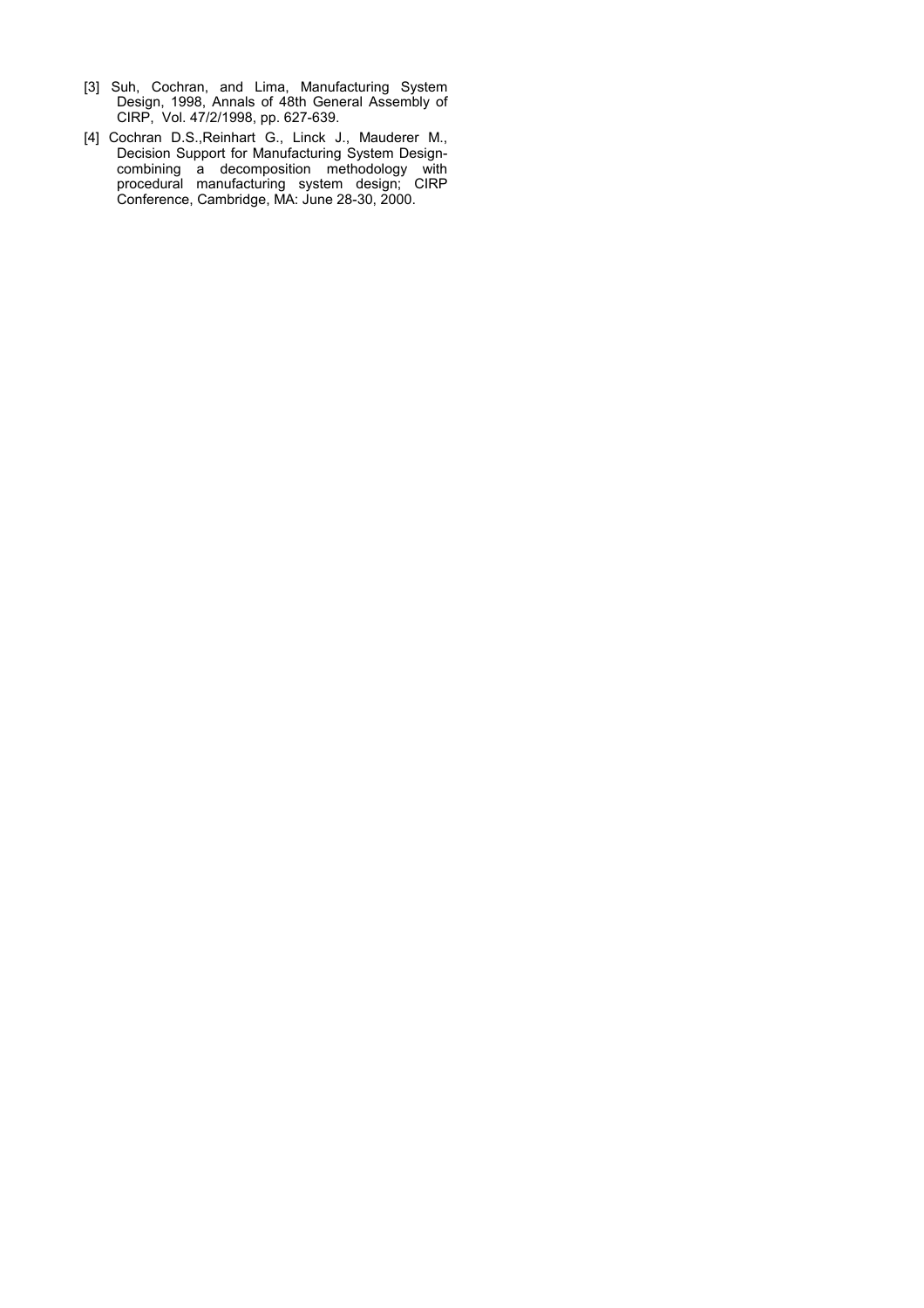[3] Suh, Cochran, and Lima, Manufacturing System Design, 1998, Annals of 48th General Assembly of CIRP, Vol. 47/2/1998, pp. 627-639.

[4] Cochran D.S.,Reinhart G., Linck J., Mauderer M., Decision Support for Manufacturing System Design-combining a decomposition methodology with procedural manufacturing system design; CIRP Conference, Cambridge, MA: June 28-30, 2000.